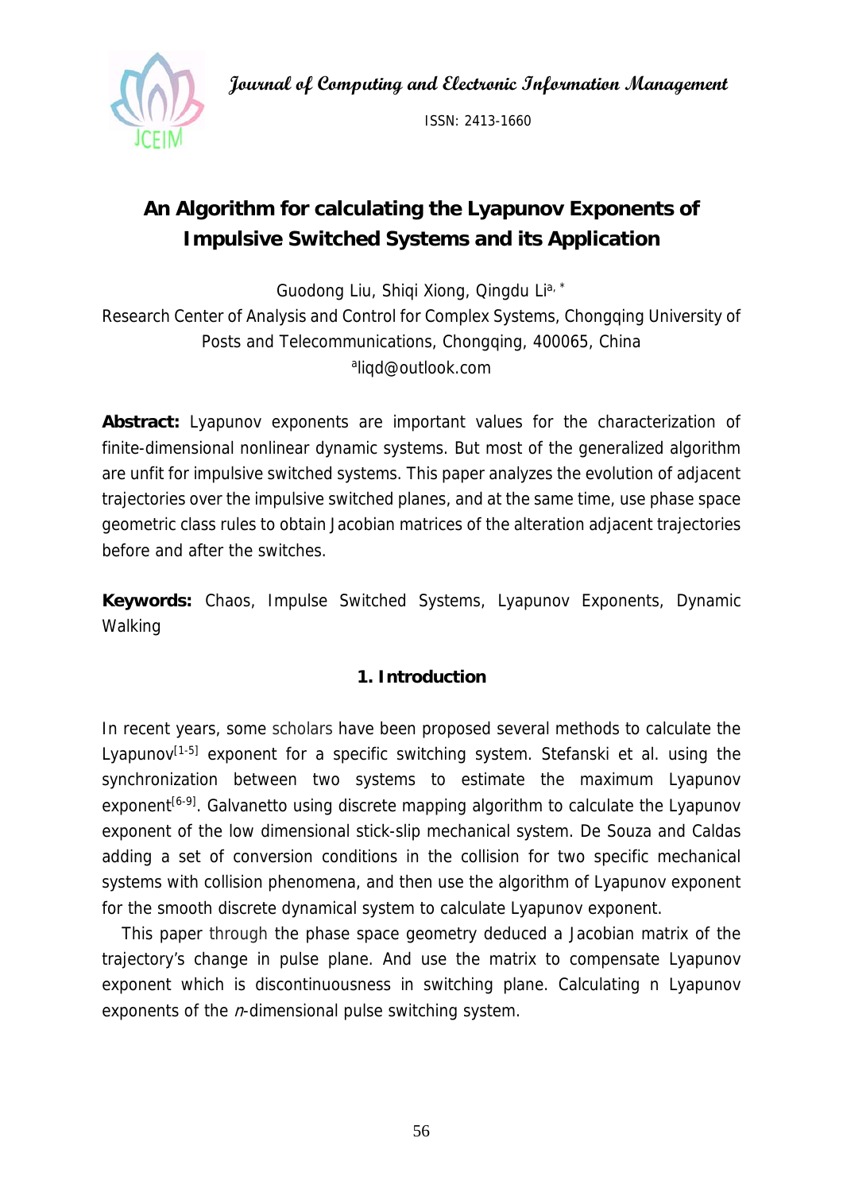# An Algorithm for calculating the Lyapunov Exponents of Impulsive Switched Systems and its Application

Guodong Liu, Shiqi Xiong, Qingdu Li[a, *]

Research Center of Analysis and Control for Complex Systems, Chongqing University of Posts and Telecommunications, Chongqing, 400065, China

[a]liqd@outlook.com

**Abstract:** Lyapunov exponents are important values for the characterization of finite-dimensional nonlinear dynamic systems. But most of the generalized algorithm are unfit for impulsive switched systems. This paper analyzes the evolution of adjacent trajectories over the impulsive switched planes, and at the same time, use phase space geometric class rules to obtain Jacobian matrices of the alteration adjacent trajectories before and after the switches.

**Keywords:** Chaos, Impulse Switched Systems, Lyapunov Exponents, Dynamic Walking

## 1. Introduction

In recent years, some scholars have been proposed several methods to calculate the Lyapunov[1-5] exponent for a specific switching system. Stefanski et al. using the synchronization between two systems to estimate the maximum Lyapunov exponent[6-9]. Galvanetto using discrete mapping algorithm to calculate the Lyapunov exponent of the low dimensional stick-slip mechanical system. De Souza and Caldas adding a set of conversion conditions in the collision for two specific mechanical systems with collision phenomena, and then use the algorithm of Lyapunov exponent for the smooth discrete dynamical system to calculate Lyapunov exponent.

This paper through the phase space geometry deduced a Jacobian matrix of the trajectory's change in pulse plane. And use the matrix to compensate Lyapunov exponent which is discontinuousness in switching plane. Calculating n Lyapunov exponents of the $n$-dimensional pulse switching system.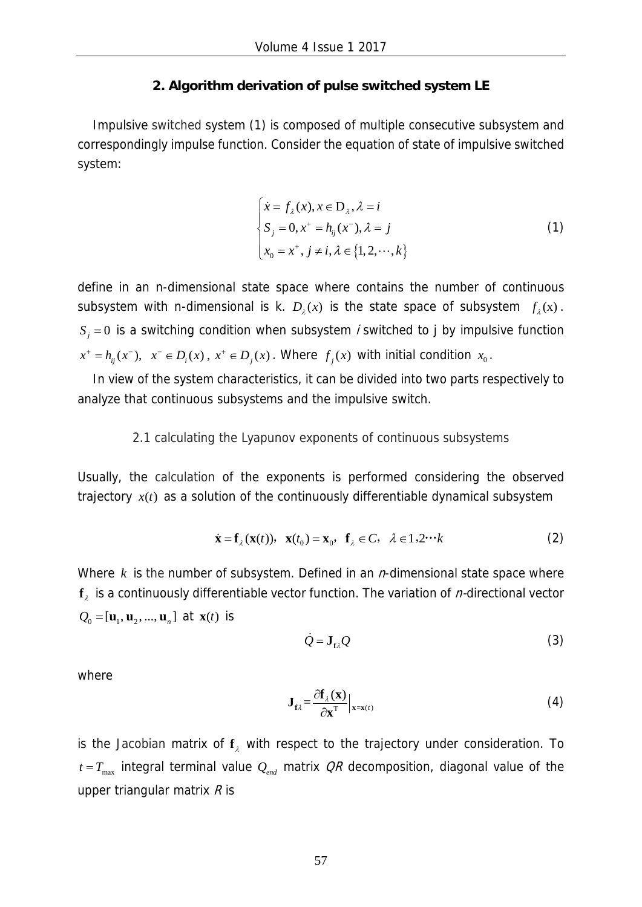## 2. Algorithm derivation of pulse switched system LE

Impulsive switched system (1) is composed of multiple consecutive subsystem and correspondingly impulse function. Consider the equation of state of impulsive switched system:

$$
\begin{cases} \dot{x} = f_\lambda(x), x \in \mathrm{D}_\lambda, \lambda = i \\ S_j = 0, x^+ = h_{ij}(x^-), \lambda = j \\ x_0 = x^+, j \neq i, \lambda \in \{1, 2, \cdots, k\} \end{cases} \tag{1}
$$

define in an n-dimensional state space where contains the number of continuous subsystem with n-dimensional is k. $D_\lambda(x)$ is the state space of subsystem $f_\lambda(\mathrm{x})$. $S_j = 0$ is a switching condition when subsystem *i* switched to j by impulsive function $x^+ = h_{ij}(x^-),\ \ x^- \in D_i(x)$, $x^+ \in D_j(x)$. Where $f_j(x)$ with initial condition $x_0$.

In view of the system characteristics, it can be divided into two parts respectively to analyze that continuous subsystems and the impulsive switch.

### 2.1 calculating the Lyapunov exponents of continuous subsystems

Usually, the calculation of the exponents is performed considering the observed trajectory $x(t)$ as a solution of the continuously differentiable dynamical subsystem

$$
\dot{\mathbf{x}} = \mathbf{f}_\lambda(\mathbf{x}(t)),\ \ \mathbf{x}(t_0) = \mathbf{x}_0,\ \ \mathbf{f}_\lambda \in C,\ \ \lambda \in 1,2\cdots k \tag{2}
$$

Where $k$ is the number of subsystem. Defined in an *n*-dimensional state space where $\mathbf{f}_\lambda$ is a continuously differentiable vector function. The variation of *n*-directional vector $Q_0 = [\mathbf{u}_1, \mathbf{u}_2, ..., \mathbf{u}_n]$ at $\mathbf{x}(t)$ is

$$
\dot{Q} = \mathbf{J}_{\mathbf{f}\lambda} Q \tag{3}
$$

where

$$
\mathbf{J}_{\mathbf{f}\lambda} = \frac{\partial \mathbf{f}_\lambda(\mathbf{x})}{\partial \mathbf{x}^{\mathrm{T}}}\Big|_{\mathbf{x}=\mathbf{x}(t)} \tag{4}
$$

is the Jacobian matrix of $\mathbf{f}_\lambda$ with respect to the trajectory under consideration. To $t = T_{\max}$ integral terminal value $Q_{end}$ matrix *QR* decomposition, diagonal value of the upper triangular matrix *R* is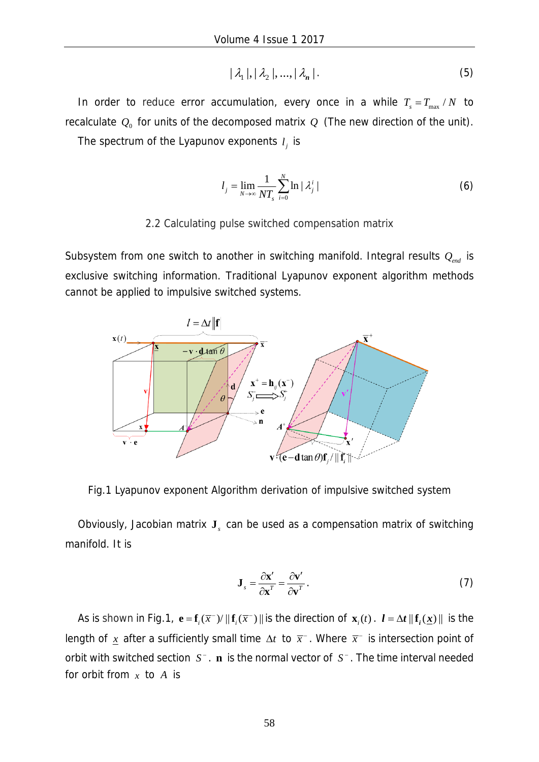$$|\lambda_1|,|\lambda_2|,...,|\lambda_n|. \tag{5}$$

In order to reduce error accumulation, every once in a while $T_s = T_{\max}/N$ to recalculate $Q_0$ for units of the decomposed matrix $Q$ (The new direction of the unit).

The spectrum of the Lyapunov exponents $l_j$ is

$$l_j = \lim_{N\to\infty}\frac{1}{NT_s}\sum_{i=0}^{N}\ln|\lambda_j^i| \tag{6}$$

## 2.2 Calculating pulse switched compensation matrix

Subsystem from one switch to another in switching manifold. Integral results $Q_{end}$ is exclusive switching information. Traditional Lyapunov exponent algorithm methods cannot be applied to impulsive switched systems.

Fig.1 Lyapunov exponent Algorithm derivation of impulsive switched system

Obviously, Jacobian matrix $\mathbf{J}_s$ can be used as a compensation matrix of switching manifold. It is

$$\mathbf{J}_s = \frac{\partial \mathbf{x}'}{\partial \mathbf{x}^T} = \frac{\partial \mathbf{v}'}{\partial \mathbf{v}^T}. \tag{7}$$

As is shown in Fig.1, $\mathbf{e} = \mathbf{f}_i(\overline{x}^-)/\|\mathbf{f}_i(\overline{x}^-)\|$ is the direction of $\mathbf{x}_i(t)$. $\boldsymbol{l} = \Delta \boldsymbol{t}\|\mathbf{f}_i(\underline{\mathbf{x}})\|$ is the length of $\underline{x}$ after a sufficiently small time $\Delta t$ to $\overline{x}^-$. Where $\overline{x}^-$ is intersection point of orbit with switched section $S^-$. $\mathbf{n}$ is the normal vector of $S^-$. The time interval needed for orbit from $x$ to $A$ is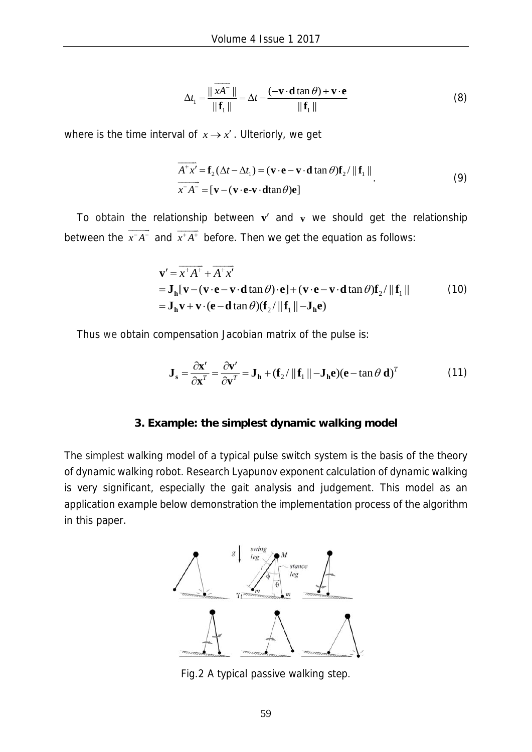$$\Delta t_1 = \frac{\| \overrightarrow{xA^-} \|}{\| \mathbf{f}_1 \|} = \Delta t - \frac{(-\mathbf{v} \cdot \mathbf{d} \tan\theta) + \mathbf{v} \cdot \mathbf{e}}{\| \mathbf{f}_1 \|} \tag{8}$$

where is the time interval of $x \to x'$. Ulteriorly, we get

$$\begin{aligned} &\overrightarrow{A^+x'} = \mathbf{f}_2(\Delta t - \Delta t_1) = (\mathbf{v} \cdot \mathbf{e} - \mathbf{v} \cdot \mathbf{d} \tan\theta)\mathbf{f}_2 / \| \mathbf{f}_1 \| \\ &\overrightarrow{x^-A^-} = [\mathbf{v} - (\mathbf{v} \cdot \mathbf{e} \text{-} \mathbf{v} \cdot \mathbf{d} \tan\theta)\mathbf{e}] \end{aligned} \tag{9}$$

To obtain the relationship between $\mathbf{v}'$ and $\mathbf{v}$ we should get the relationship between the $\overrightarrow{x^-A^-}$ and $\overrightarrow{x^+A^+}$ before. Then we get the equation as follows:

$$\begin{aligned} \mathbf{v}' &= \overrightarrow{x^+A^+} + \overrightarrow{A^+x'} \\ &= \mathbf{J_h}[\mathbf{v} - (\mathbf{v} \cdot \mathbf{e} - \mathbf{v} \cdot \mathbf{d} \tan\theta) \cdot \mathbf{e}] + (\mathbf{v} \cdot \mathbf{e} - \mathbf{v} \cdot \mathbf{d} \tan\theta)\mathbf{f}_2 / \| \mathbf{f}_1 \| \\ &= \mathbf{J_h}\mathbf{v} + \mathbf{v} \cdot (\mathbf{e} - \mathbf{d} \tan\theta)(\mathbf{f}_2 / \| \mathbf{f}_1 \| - \mathbf{J_h}\mathbf{e}) \end{aligned} \tag{10}$$

Thus we obtain compensation Jacobian matrix of the pulse is:

$$\mathbf{J_s} = \frac{\partial \mathbf{x}'}{\partial \mathbf{x}^T} = \frac{\partial \mathbf{v}'}{\partial \mathbf{v}^T} = \mathbf{J_h} + (\mathbf{f}_2 / \| \mathbf{f}_1 \| - \mathbf{J_h}\mathbf{e})(\mathbf{e} - \tan\theta \, \mathbf{d})^T \tag{11}$$

### 3. Example: the simplest dynamic walking model

The simplest walking model of a typical pulse switch system is the basis of the theory of dynamic walking robot. Research Lyapunov exponent calculation of dynamic walking is very significant, especially the gait analysis and judgement. This model as an application example below demonstration the implementation process of the algorithm in this paper.

Fig.2 A typical passive walking step.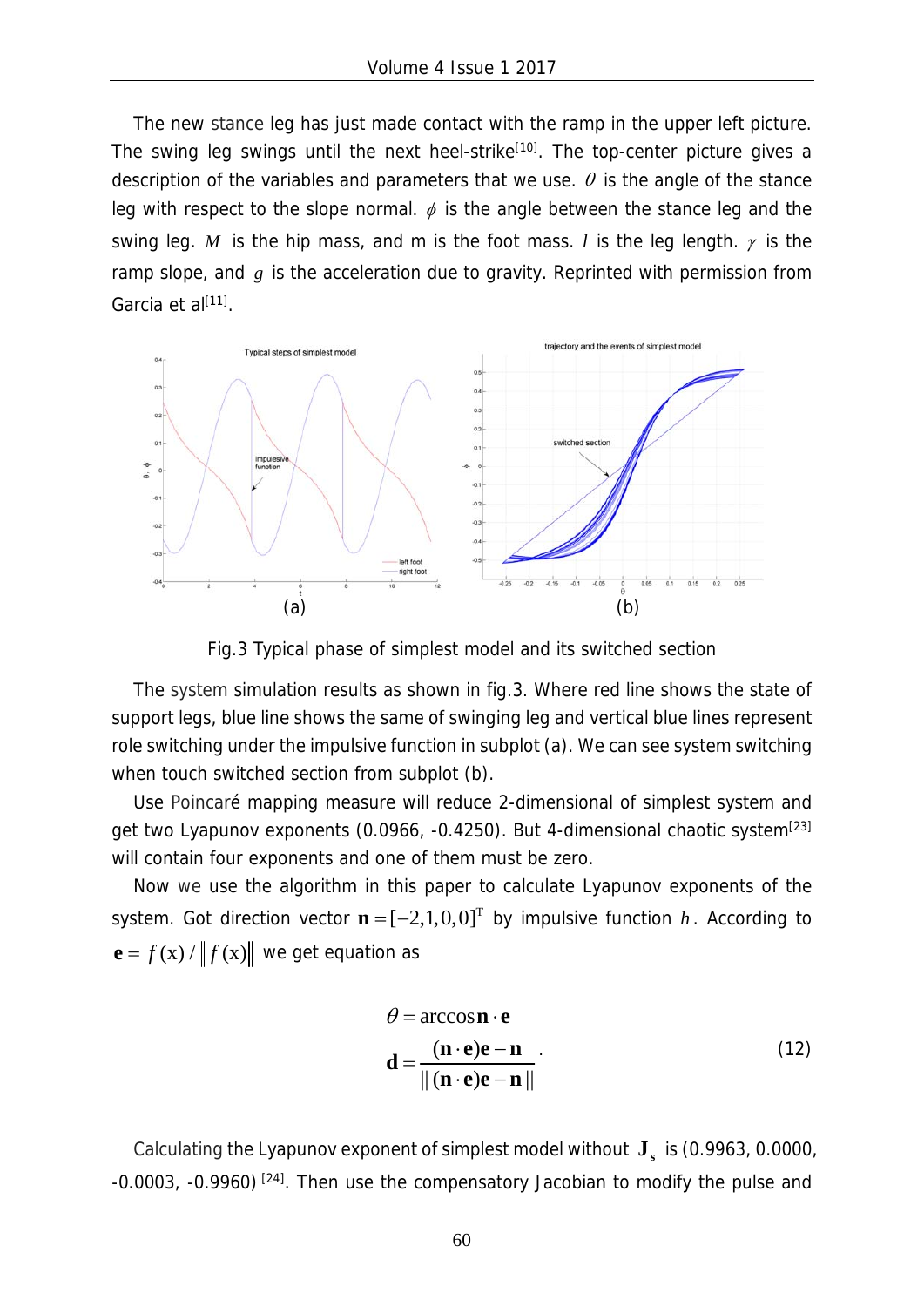The new stance leg has just made contact with the ramp in the upper left picture. The swing leg swings until the next heel-strike[10]. The top-center picture gives a description of the variables and parameters that we use. $\theta$ is the angle of the stance leg with respect to the slope normal. $\phi$ is the angle between the stance leg and the swing leg. $M$ is the hip mass, and m is the foot mass. $l$ is the leg length. $\gamma$ is the ramp slope, and $g$ is the acceleration due to gravity. Reprinted with permission from Garcia et al[11].

Fig.3 Typical phase of simplest model and its switched section

The system simulation results as shown in fig.3. Where red line shows the state of support legs, blue line shows the same of swinging leg and vertical blue lines represent role switching under the impulsive function in subplot (a). We can see system switching when touch switched section from subplot (b).

Use Poincaré mapping measure will reduce 2-dimensional of simplest system and get two Lyapunov exponents (0.0966, -0.4250). But 4-dimensional chaotic system[23] will contain four exponents and one of them must be zero.

Now we use the algorithm in this paper to calculate Lyapunov exponents of the system. Got direction vector $\mathbf{n} = [-2,1,0,0]^{\mathrm{T}}$ by impulsive function $h$. According to $\mathbf{e} = f(\mathrm{x}) / \| f(\mathrm{x}) \|$ we get equation as

$$\begin{aligned} \theta &= \arccos \mathbf{n} \cdot \mathbf{e} \\ \mathbf{d} &= \frac{(\mathbf{n} \cdot \mathbf{e})\mathbf{e} - \mathbf{n}}{\| (\mathbf{n} \cdot \mathbf{e})\mathbf{e} - \mathbf{n} \|} \end{aligned} \quad (12)$$

Calculating the Lyapunov exponent of simplest model without $\mathbf{J_s}$ is (0.9963, 0.0000, -0.0003, -0.9960) [24]. Then use the compensatory Jacobian to modify the pulse and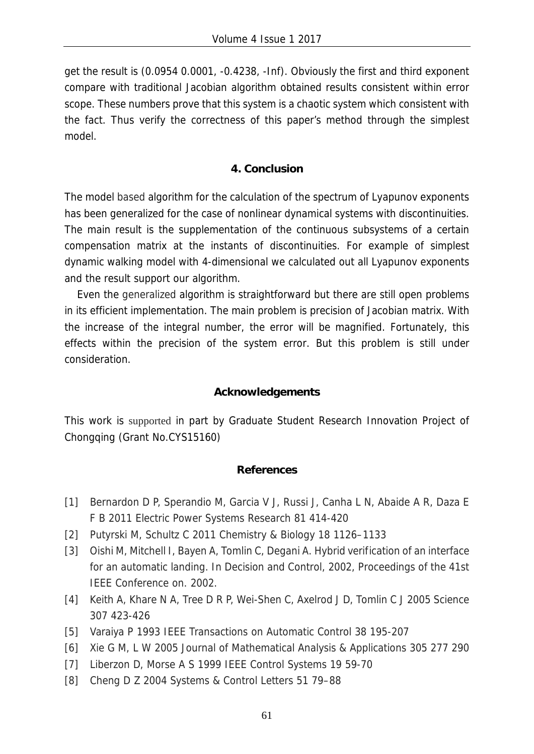get the result is (0.0954 0.0001, -0.4238, -Inf). Obviously the first and third exponent compare with traditional Jacobian algorithm obtained results consistent within error scope. These numbers prove that this system is a chaotic system which consistent with the fact. Thus verify the correctness of this paper's method through the simplest model.

## 4. Conclusion

The model based algorithm for the calculation of the spectrum of Lyapunov exponents has been generalized for the case of nonlinear dynamical systems with discontinuities. The main result is the supplementation of the continuous subsystems of a certain compensation matrix at the instants of discontinuities. For example of simplest dynamic walking model with 4-dimensional we calculated out all Lyapunov exponents and the result support our algorithm.

Even the generalized algorithm is straightforward but there are still open problems in its efficient implementation. The main problem is precision of Jacobian matrix. With the increase of the integral number, the error will be magnified. Fortunately, this effects within the precision of the system error. But this problem is still under consideration.

## Acknowledgements

This work is supported in part by Graduate Student Research Innovation Project of Chongqing (Grant No.CYS15160)

## References

- [1] Bernardon D P, Sperandio M, Garcia V J, Russi J, Canha L N, Abaide A R, Daza E F B 2011 Electric Power Systems Research 81 414-420
- [2] Putyrski M, Schultz C 2011 Chemistry & Biology 18 1126–1133
- [3] Oishi M, Mitchell I, Bayen A, Tomlin C, Degani A. Hybrid verification of an interface for an automatic landing. In Decision and Control, 2002, Proceedings of the 41st IEEE Conference on. 2002.
- [4] Keith A, Khare N A, Tree D R P, Wei-Shen C, Axelrod J D, Tomlin C J 2005 Science 307 423-426
- [5] Varaiya P 1993 IEEE Transactions on Automatic Control 38 195-207
- [6] Xie G M, L W 2005 Journal of Mathematical Analysis & Applications 305 277 290
- [7] Liberzon D, Morse A S 1999 IEEE Control Systems 19 59-70
- [8] Cheng D Z 2004 Systems & Control Letters 51 79–88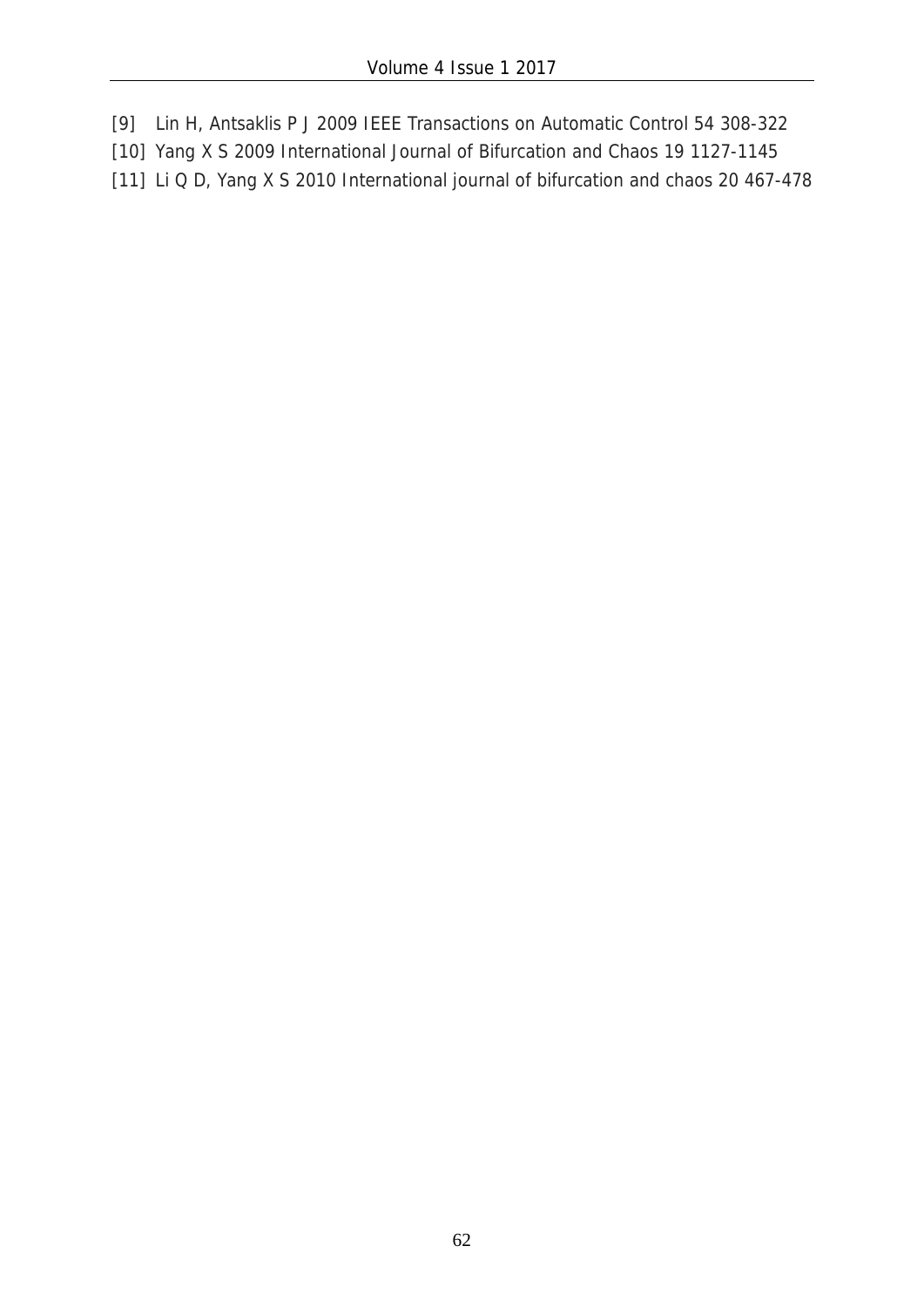[9] Lin H, Antsaklis P J 2009 IEEE Transactions on Automatic Control 54 308-322

[10] Yang X S 2009 International Journal of Bifurcation and Chaos 19 1127-1145

[11] Li Q D, Yang X S 2010 International journal of bifurcation and chaos 20 467-478